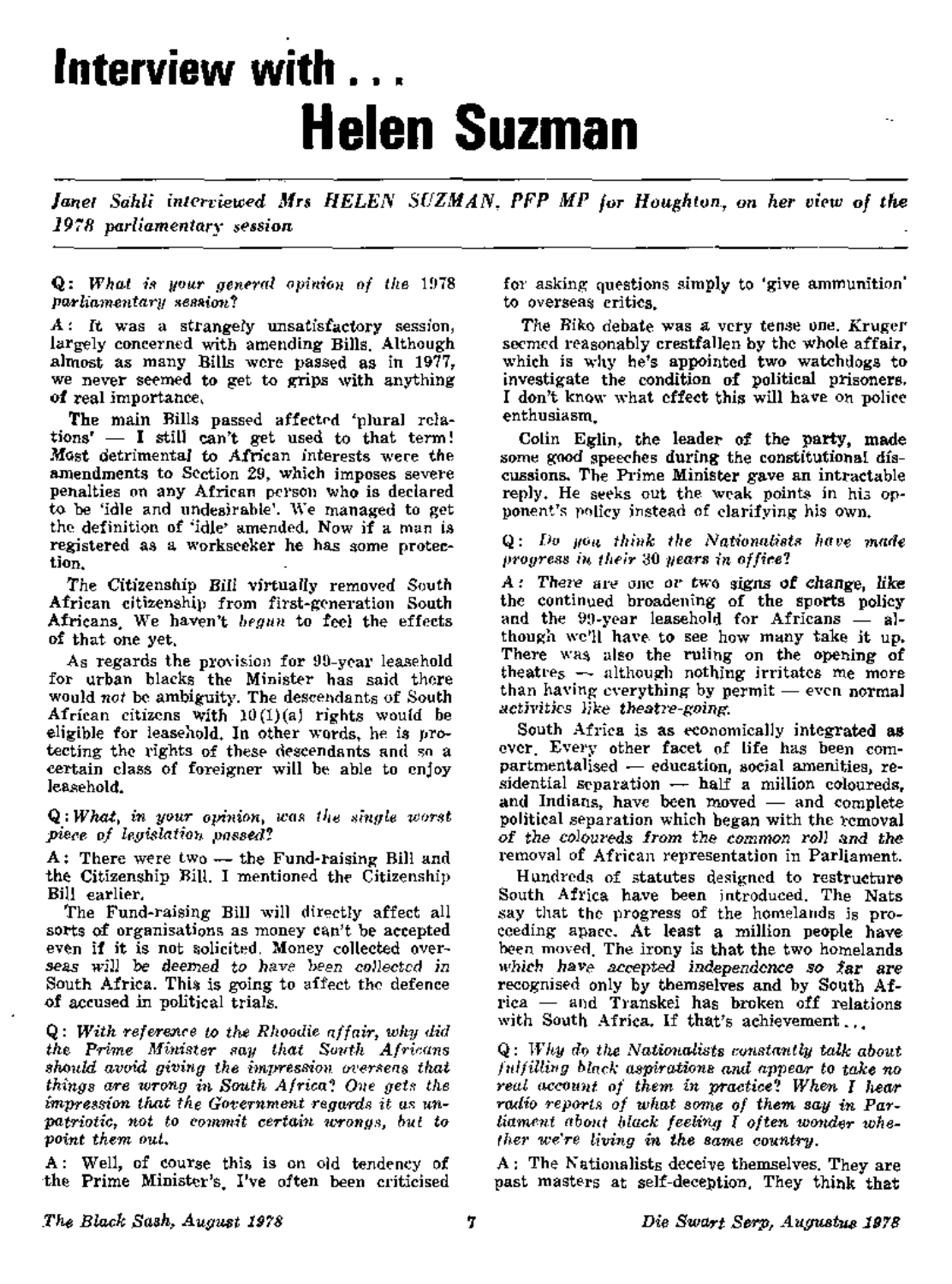# Interview with . . .
# Helen Suzman

*Janet Sahli interviewed Mrs HELEN SUZMAN, PFP MP for Houghton, on her view of the 1978 parliamentary session*

**Q:** *What is your general opinion of the 1978 parliamentary session?*

**A:** It was a strangely unsatisfactory session, largely concerned with amending Bills. Although almost as many Bills were passed as in 1977, we never seemed to get to grips with anything of real importance.

The main Bills passed affected 'plural relations' — I still can't get used to that term! Most detrimental to African interests were the amendments to Section 29, which imposes severe penalties on any African person who is declared to be 'idle and undesirable'. We managed to get the definition of 'idle' amended. Now if a man is registered as a workseeker he has some protection.

The Citizenship Bill virtually removed South African citizenship from first-generation South Africans. We haven't *begun* to feel the effects of that one yet.

As regards the provision for 99-year leasehold for urban blacks the Minister has said there would *not* be ambiguity. The descendants of South African citizens with 10(1)(a) rights would be eligible for leasehold. In other words, he is protecting the rights of these descendants and so a certain class of foreigner will be able to enjoy leasehold.

**Q:** *What, in your opinion, was the single worst piece of legislation passed?*

**A:** There were two — the Fund-raising Bill and the Citizenship Bill. I mentioned the Citizenship Bill earlier.

The Fund-raising Bill will directly affect all sorts of organisations as money can't be accepted even if it is not solicited. Money collected overseas will be deemed to have been collected in South Africa. This is going to affect the defence of accused in political trials.

**Q:** *With reference to the Rhoodie affair, why did the Prime Minister say that South Africans should avoid giving the impression overseas that things are wrong in South Africa? One gets the impression that the Government regards it as unpatriotic, not to commit certain wrongs, but to point them out.*

**A:** Well, of course this is an old tendency of the Prime Minister's. I've often been criticised for asking questions simply to 'give ammunition' to overseas critics.

The Biko debate was a very tense one. Kruger seemed reasonably crestfallen by the whole affair, which is why he's appointed two watchdogs to investigate the condition of political prisoners. I don't know what effect this will have on police enthusiasm.

Colin Eglin, the leader of the party, made some good speeches during the constitutional discussions. The Prime Minister gave an intractable reply. He seeks out the weak points in his opponent's policy instead of clarifying his own.

**Q:** *Do you think the Nationalists have made progress in their 30 years in office?*

**A:** There are one or two signs of change, like the continued broadening of the sports policy and the 99-year leasehold for Africans — although we'll have to see how many take it up. There was also the ruling on the opening of theatres — although nothing irritates me more than having everything by permit — even normal activities like theatre-going.

South Africa is as economically integrated as ever. Every other facet of life has been compartmentalised — education, social amenities, residential separation — half a million coloureds, and Indians, have been moved — and complete political separation which began with the removal of the coloureds from the common roll and the removal of African representation in Parliament.

Hundreds of statutes designed to restructure South Africa have been introduced. The Nats say that the progress of the homelands is proceeding apace. At least a million people have been moved. The irony is that the two homelands which have accepted independence so far are recognised only by themselves and by South Africa — and Transkei has broken off relations with South Africa. If that's achievement . . .

**Q:** *Why do the Nationalists constantly talk about fulfilling black aspirations and appear to take no real account of them in practice? When I hear radio reports of what some of them say in Parliament about black feeling I often wonder whether we're living in the same country.*

**A:** The Nationalists deceive themselves. They are past masters at self-deception. They think that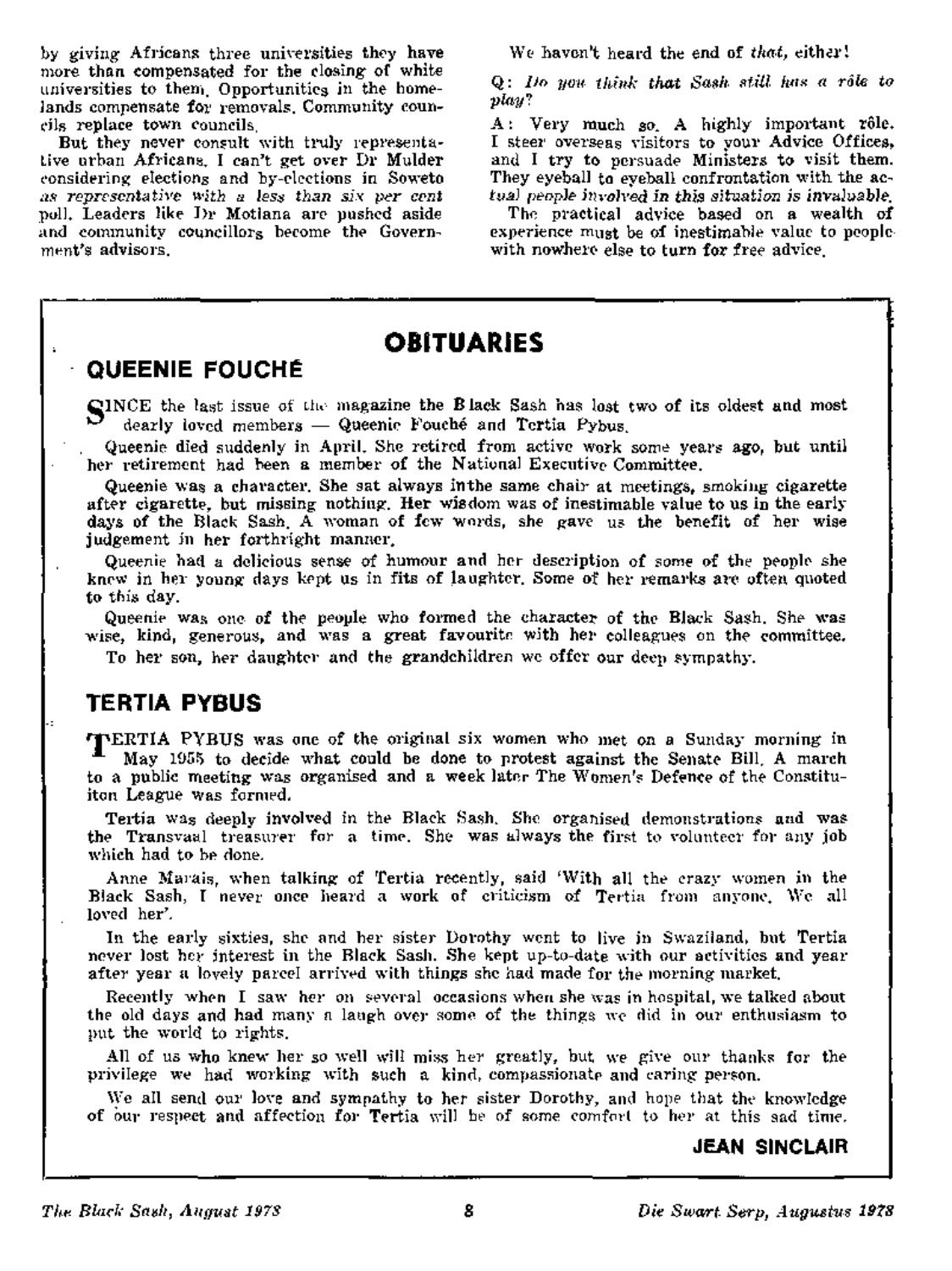by giving Africans three universities they have more than compensated for the closing of white universities to them. Opportunities in the homelands compensate for removals. Community councils replace town councils.

But they never consult with truly representative urban Africans. I can't get over Dr Mulder considering elections and by-elections in Soweto *as representative with a less than six per cent* poll. Leaders like Dr Motlana are pushed aside and community councillors become the Government's advisors.

We haven't heard the end of *that*, either!

Q: *Do you think that Sash still has a rôle to play?*

A: Very much so. A highly important rôle. I steer overseas visitors to your Advice Offices, and I try to persuade Ministers to visit them. They eyeball to eyeball confrontation with the *actual people involved in this situation is invaluable.*

The practical advice based on a wealth of experience must be of inestimable value to people with nowhere else to turn for free advice.

# OBITUARIES

## QUEENIE FOUCHÉ

SINCE the last issue of the magazine the Black Sash has lost two of its oldest and most dearly loved members — Queenie Fouché and Tertia Pybus.

Queenie died suddenly in April. She retired from active work some years ago, but until her retirement had been a member of the National Executive Committee.

Queenie was a character. She sat always inthe same chair at meetings, smoking cigarette after cigarette, but missing nothing. Her wisdom was of inestimable value to us in the early days of the Black Sash. A woman of few words, she gave us the benefit of her wise judgement in her forthright manner.

Queenie had a delicious sense of humour and her description of some of the people she knew in her young days kept us in fits of laughter. Some of her remarks are often quoted to this day.

Queenie was one of the people who formed the character of the Black Sash. She was wise, kind, generous, and was a great favourite with her colleagues on the committee.

To her son, her daughter and the grandchildren we offer our deep sympathy.

## TERTIA PYBUS

TERTIA PYBUS was one of the original six women who met on a Sunday morning in May 1955 to decide what could be done to protest against the Senate Bill. A march to a public meeting was organised and a week later The Women's Defence of the Constituiton League was formed.

Tertia was deeply involved in the Black Sash. She organised demonstrations and was the Transvaal treasurer for a time. She was always the first to volunteer for any job which had to be done.

Anne Marais, when talking of Tertia recently, said 'With all the crazy women in the Black Sash, I never once heard a work of criticism of Tertia from anyone. We all loved her'.

In the early sixties, she and her sister Dorothy went to live in Swaziland, but Tertia never lost her interest in the Black Sash. She kept up-to-date with our activities and year after year a lovely parcel arrived with things she had made for the morning market.

Recently when I saw her on several occasions when she was in hospital, we talked about the old days and had many a laugh over some of the things we did in our enthusiasm to put the world to rights.

All of us who knew her so well will miss her greatly, but we give our thanks for the privilege we had working with such a kind, compassionate and caring person.

We all send our love and sympathy to her sister Dorothy, and hope that the knowledge of our respect and affection for Tertia will be of some comfort to her at this sad time.

**JEAN SINCLAIR**